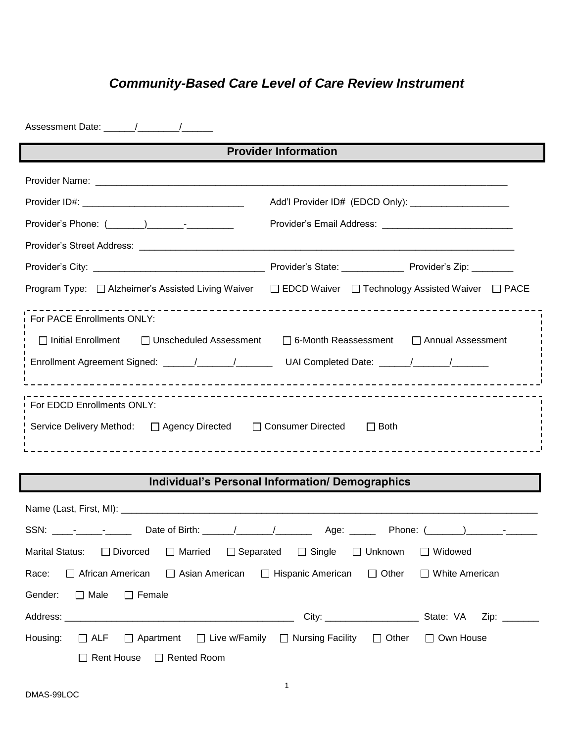# *Community-Based Care Level of Care Review Instrument*

Assessment Date: ______/________/______

## Provider Information

Provider Name: ______________________________________________________________________________

Provider ID#: _______________________________ Add'l Provider ID# (EDCD Only): ___________________

Provider's Phone: (_______)_______-_________ Provider's Email Address: _________________________

Provider's Street Address: _________________________________________________________________________

Provider's City: ________________________________ Provider's State: ____________ Provider's Zip: ________

Program Type: ☐ Alzheimer's Assisted Living Waiver ☐ EDCD Waiver ☐ Technology Assisted Waiver ☐ PACE

For PACE Enrollments ONLY:

☐ Initial Enrollment ☐ Unscheduled Assessment ☐ 6-Month Reassessment ☐ Annual Assessment

Enrollment Agreement Signed: ______/_______/_______ UAI Completed Date: ______/_______/_______

For EDCD Enrollments ONLY:

Service Delivery Method: ☐ Agency Directed ☐ Consumer Directed ☐ Both

## Individual's Personal Information/ Demographics

Name (Last, First, MI): ____________________________________________________________________________

SSN: ____-_____-_____ Date of Birth: ______/_______/_______ Age: _____ Phone: (_______)_______-______

Marital Status: ☐ Divorced ☐ Married ☐ Separated ☐ Single ☐ Unknown ☐ Widowed

Race: ☐ African American ☐ Asian American ☐ Hispanic American ☐ Other ☐ White American

Gender: ☐ Male ☐ Female

Address: ____________________________________________ City: __________________ State: VA Zip: _______

Housing: ☐ ALF ☐ Apartment ☐ Live w/Family ☐ Nursing Facility ☐ Other ☐ Own House

☐ Rent House ☐ Rented Room

DMAS-99LOC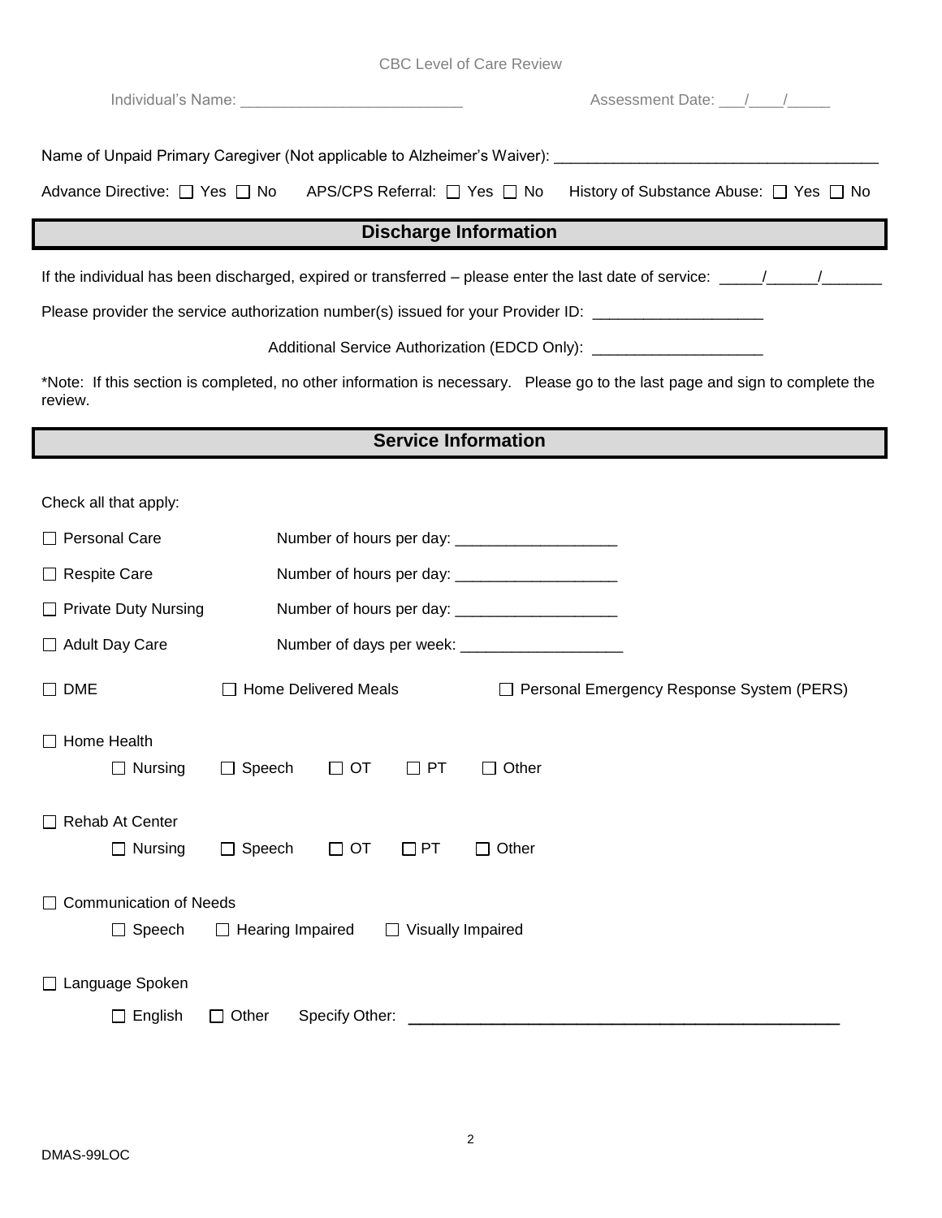CBC Level of Care Review

Individual's Name: ________________________ Assessment Date: ___/____/_____

Name of Unpaid Primary Caregiver (Not applicable to Alzheimer's Waiver): ____________________________________

Advance Directive: ☐ Yes ☐ No APS/CPS Referral: ☐ Yes ☐ No History of Substance Abuse: ☐ Yes ☐ No

## Discharge Information

If the individual has been discharged, expired or transferred – please enter the last date of service: _____/______/_______

Please provider the service authorization number(s) issued for your Provider ID: ___________________

Additional Service Authorization (EDCD Only): ___________________

*Note: If this section is completed, no other information is necessary. Please go to the last page and sign to complete the review.

## Service Information

Check all that apply:

☐ Personal Care Number of hours per day: __________________

☐ Respite Care Number of hours per day: __________________

☐ Private Duty Nursing Number of hours per day: __________________

☐ Adult Day Care Number of days per week: __________________

☐ DME ☐ Home Delivered Meals ☐ Personal Emergency Response System (PERS)

☐ Home Health

☐ Nursing ☐ Speech ☐ OT ☐ PT ☐ Other

☐ Rehab At Center

☐ Nursing ☐ Speech ☐ OT ☐ PT ☐ Other

☐ Communication of Needs

☐ Speech ☐ Hearing Impaired ☐ Visually Impaired

☐ Language Spoken

☐ English ☐ Other Specify Other: ________________________________________________

DMAS-99LOC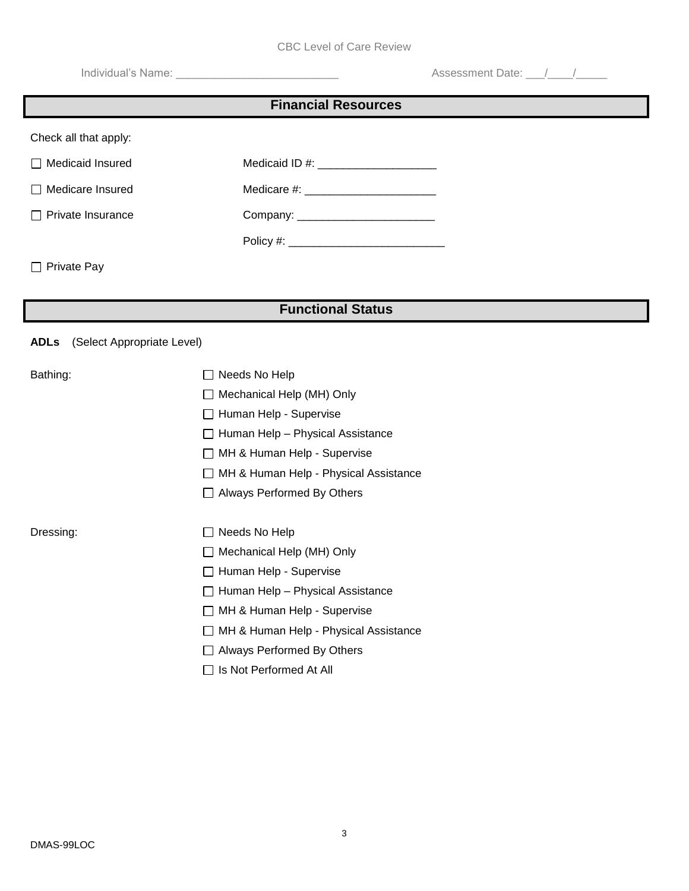Individual's Name: _________________________ Assessment Date: ___/____/_____

## Financial Resources

Check all that apply:

☐ Medicaid Insured Medicaid ID #: ___________________

☐ Medicare Insured Medicare #: _____________________

☐ Private Insurance Company: ______________________

Policy #: _________________________

☐ Private Pay

## Functional Status

**ADLs** (Select Appropriate Level)

Bathing:

- ☐ Needs No Help
- ☐ Mechanical Help (MH) Only
- ☐ Human Help - Supervise
- ☐ Human Help – Physical Assistance
- ☐ MH & Human Help - Supervise
- ☐ MH & Human Help - Physical Assistance
- ☐ Always Performed By Others

Dressing:

- ☐ Needs No Help
- ☐ Mechanical Help (MH) Only
- ☐ Human Help - Supervise
- ☐ Human Help – Physical Assistance
- ☐ MH & Human Help - Supervise
- ☐ MH & Human Help - Physical Assistance
- ☐ Always Performed By Others
- ☐ Is Not Performed At All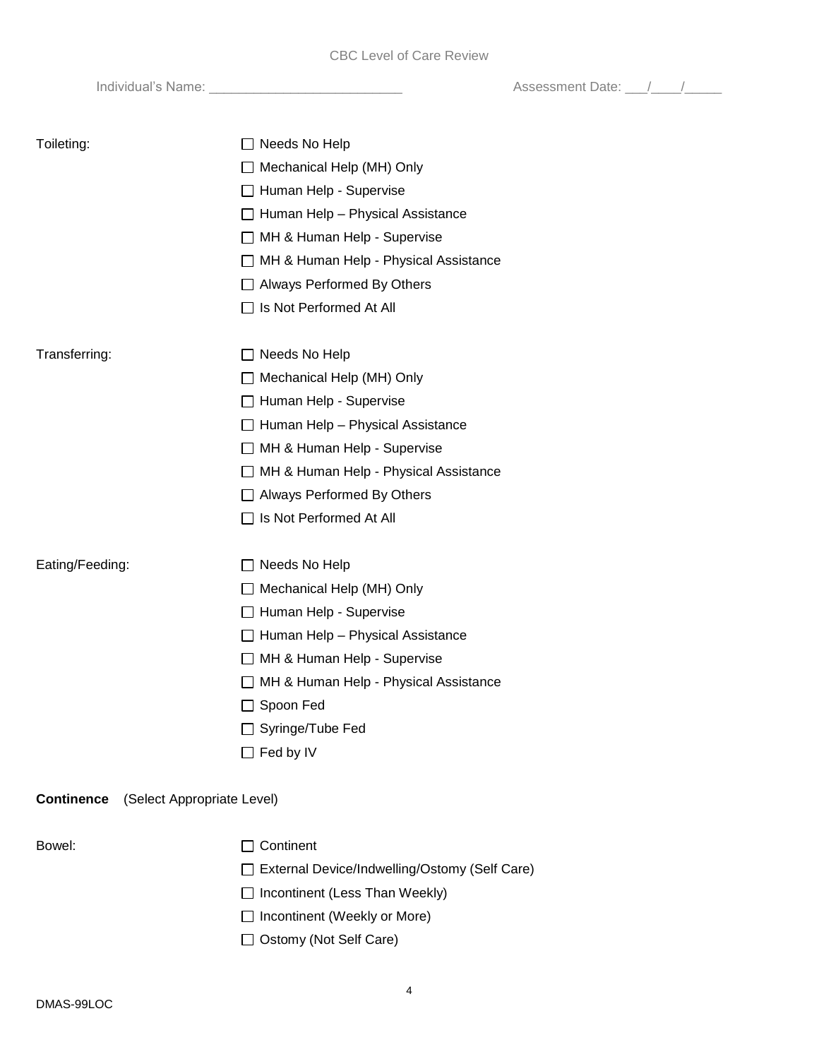Individual's Name: _________________________ Assessment Date: ___/____/_____

Toileting:

- ☐ Needs No Help
- ☐ Mechanical Help (MH) Only
- ☐ Human Help - Supervise
- ☐ Human Help – Physical Assistance
- ☐ MH & Human Help - Supervise
- ☐ MH & Human Help - Physical Assistance
- ☐ Always Performed By Others
- ☐ Is Not Performed At All

Transferring:

- ☐ Needs No Help
- ☐ Mechanical Help (MH) Only
- ☐ Human Help - Supervise
- ☐ Human Help – Physical Assistance
- ☐ MH & Human Help - Supervise
- ☐ MH & Human Help - Physical Assistance
- ☐ Always Performed By Others
- ☐ Is Not Performed At All

Eating/Feeding:

- ☐ Needs No Help
- ☐ Mechanical Help (MH) Only
- ☐ Human Help - Supervise
- ☐ Human Help – Physical Assistance
- ☐ MH & Human Help - Supervise
- ☐ MH & Human Help - Physical Assistance
- ☐ Spoon Fed
- ☐ Syringe/Tube Fed
- ☐ Fed by IV

**Continence** (Select Appropriate Level)

Bowel:

- ☐ Continent
- ☐ External Device/Indwelling/Ostomy (Self Care)
- ☐ Incontinent (Less Than Weekly)
- ☐ Incontinent (Weekly or More)
- ☐ Ostomy (Not Self Care)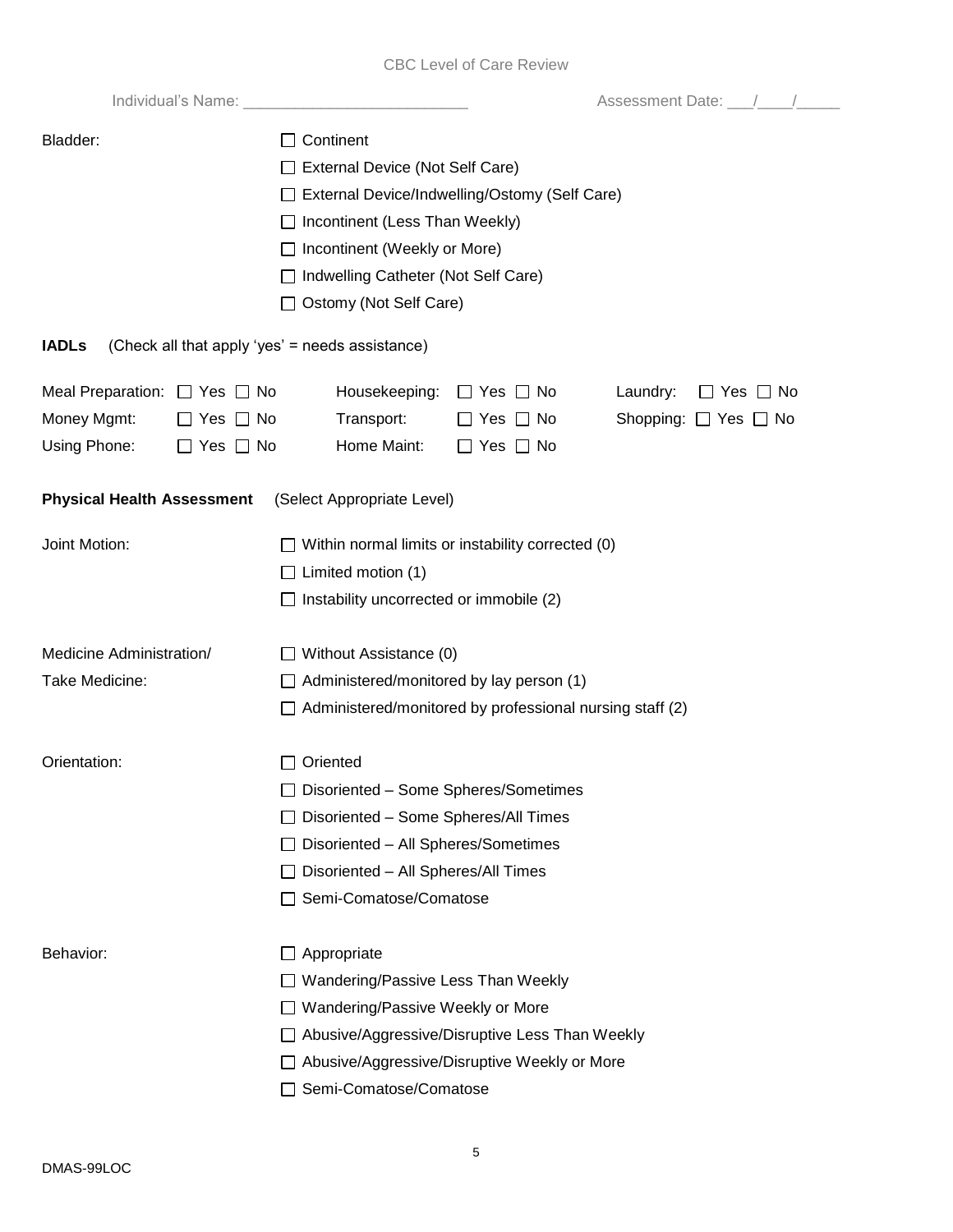Individual's Name: _________________________ Assessment Date: ___/____/_____

Bladder:

- ☐ Continent
- ☐ External Device (Not Self Care)
- ☐ External Device/Indwelling/Ostomy (Self Care)
- ☐ Incontinent (Less Than Weekly)
- ☐ Incontinent (Weekly or More)
- ☐ Indwelling Catheter (Not Self Care)
- ☐ Ostomy (Not Self Care)

**IADLs** (Check all that apply 'yes' = needs assistance)

| | | | | | |
|---|---|---|---|---|---|
| Meal Preparation: | ☐ Yes ☐ No | Housekeeping: | ☐ Yes ☐ No | Laundry: | ☐ Yes ☐ No |
| Money Mgmt: | ☐ Yes ☐ No | Transport: | ☐ Yes ☐ No | Shopping: | ☐ Yes ☐ No |
| Using Phone: | ☐ Yes ☐ No | Home Maint: | ☐ Yes ☐ No | | |

**Physical Health Assessment** (Select Appropriate Level)

Joint Motion:

- ☐ Within normal limits or instability corrected (0)
- ☐ Limited motion (1)
- ☐ Instability uncorrected or immobile (2)

Medicine Administration/ Take Medicine:

- ☐ Without Assistance (0)
- ☐ Administered/monitored by lay person (1)
- ☐ Administered/monitored by professional nursing staff (2)

Orientation:

- ☐ Oriented
- ☐ Disoriented – Some Spheres/Sometimes
- ☐ Disoriented – Some Spheres/All Times
- ☐ Disoriented – All Spheres/Sometimes
- ☐ Disoriented – All Spheres/All Times
- ☐ Semi-Comatose/Comatose

Behavior:

- ☐ Appropriate
- ☐ Wandering/Passive Less Than Weekly
- ☐ Wandering/Passive Weekly or More
- ☐ Abusive/Aggressive/Disruptive Less Than Weekly
- ☐ Abusive/Aggressive/Disruptive Weekly or More
- ☐ Semi-Comatose/Comatose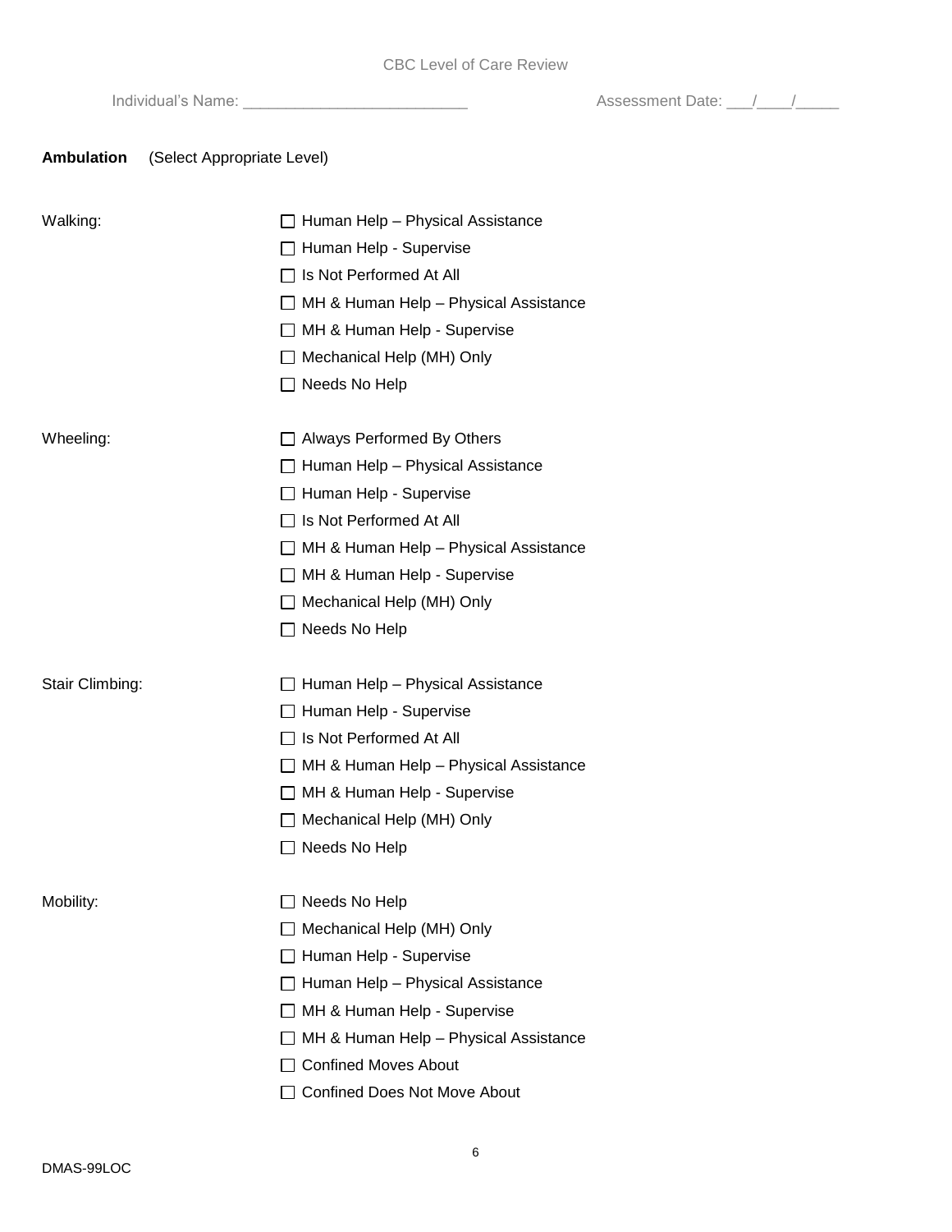CBC Level of Care Review

Individual's Name: \_\_\_\_\_\_\_\_\_\_\_\_\_\_\_\_\_\_\_\_\_\_\_\_\_\_ Assessment Date: \_\_\_/\_\_\_\_/\_\_\_\_\_

**Ambulation** (Select Appropriate Level)

Walking:

- ☐ Human Help – Physical Assistance
- ☐ Human Help - Supervise
- ☐ Is Not Performed At All
- ☐ MH & Human Help – Physical Assistance
- ☐ MH & Human Help - Supervise
- ☐ Mechanical Help (MH) Only
- ☐ Needs No Help

Wheeling:

- ☐ Always Performed By Others
- ☐ Human Help – Physical Assistance
- ☐ Human Help - Supervise
- ☐ Is Not Performed At All
- ☐ MH & Human Help – Physical Assistance
- ☐ MH & Human Help - Supervise
- ☐ Mechanical Help (MH) Only
- ☐ Needs No Help

Stair Climbing:

- ☐ Human Help – Physical Assistance
- ☐ Human Help - Supervise
- ☐ Is Not Performed At All
- ☐ MH & Human Help – Physical Assistance
- ☐ MH & Human Help - Supervise
- ☐ Mechanical Help (MH) Only
- ☐ Needs No Help

Mobility:

- ☐ Needs No Help
- ☐ Mechanical Help (MH) Only
- ☐ Human Help - Supervise
- ☐ Human Help – Physical Assistance
- ☐ MH & Human Help - Supervise
- ☐ MH & Human Help – Physical Assistance
- ☐ Confined Moves About
- ☐ Confined Does Not Move About

DMAS-99LOC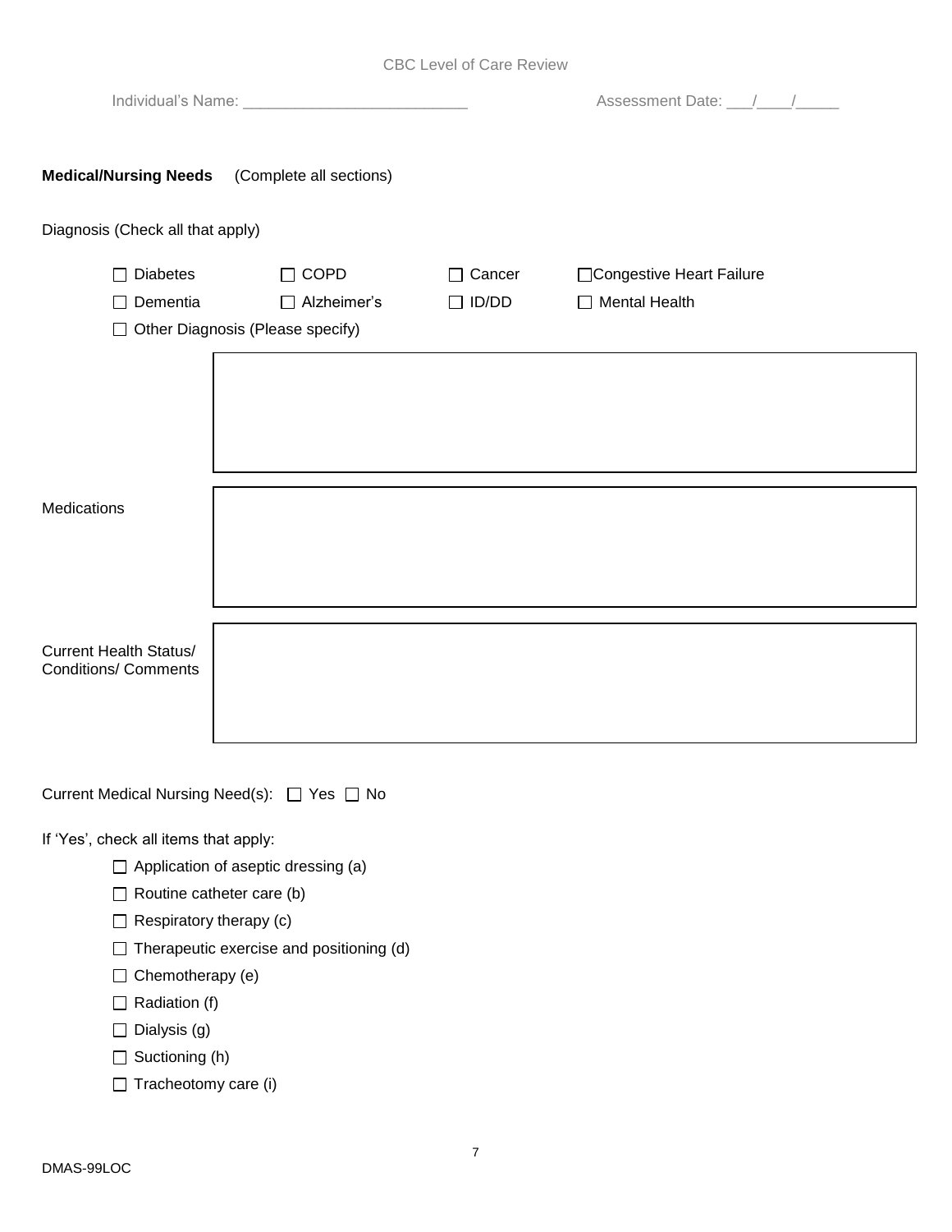CBC Level of Care Review

Individual's Name: _________________________ Assessment Date: ___/____/_____

**Medical/Nursing Needs** (Complete all sections)

Diagnosis (Check all that apply)

☐ Diabetes ☐ COPD ☐ Cancer ☐ Congestive Heart Failure

☐ Dementia ☐ Alzheimer's ☐ ID/DD ☐ Mental Health

☐ Other Diagnosis (Please specify)

| |
|---|
| |

Medications

| |
|---|
| |

Current Health Status/ Conditions/ Comments

| |
|---|
| |

Current Medical Nursing Need(s): ☐ Yes ☐ No

If 'Yes', check all items that apply:

- ☐ Application of aseptic dressing (a)
- ☐ Routine catheter care (b)
- ☐ Respiratory therapy (c)
- ☐ Therapeutic exercise and positioning (d)
- ☐ Chemotherapy (e)
- ☐ Radiation (f)
- ☐ Dialysis (g)
- ☐ Suctioning (h)
- ☐ Tracheotomy care (i)

DMAS-99LOC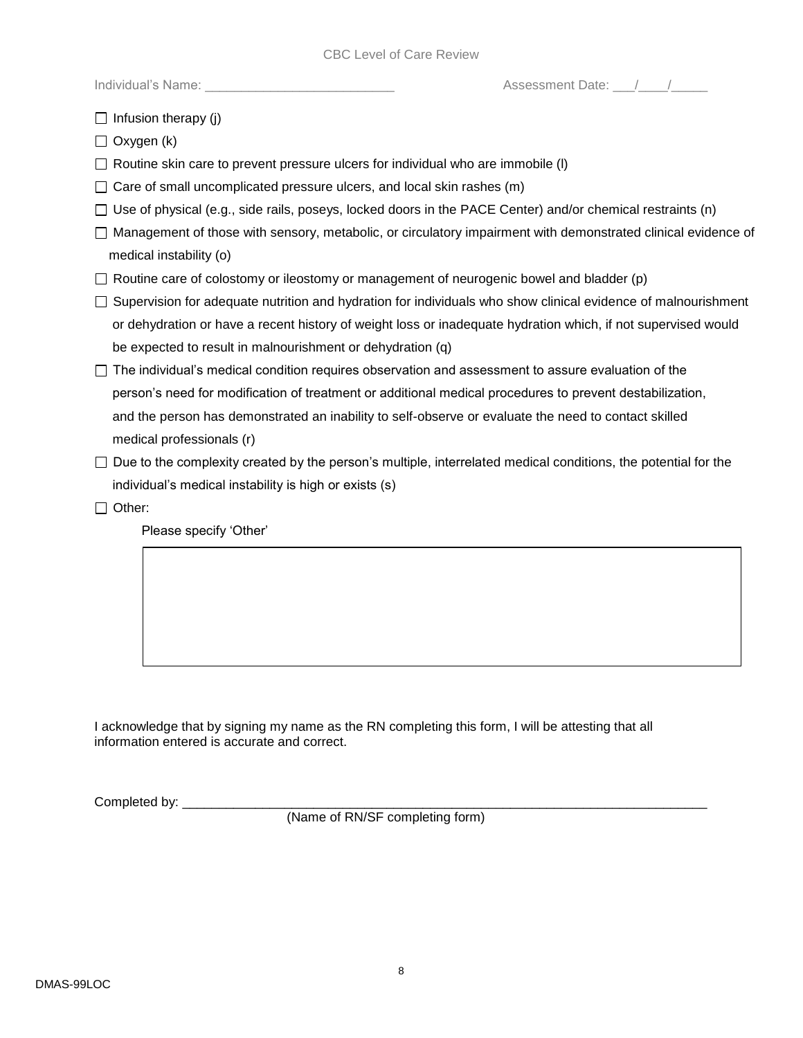CBC Level of Care Review

Individual's Name: ___________________________ Assessment Date: ___/____/_____

☐ Infusion therapy (j)

☐ Oxygen (k)

☐ Routine skin care to prevent pressure ulcers for individual who are immobile (l)

☐ Care of small uncomplicated pressure ulcers, and local skin rashes (m)

☐ Use of physical (e.g., side rails, poseys, locked doors in the PACE Center) and/or chemical restraints (n)

☐ Management of those with sensory, metabolic, or circulatory impairment with demonstrated clinical evidence of medical instability (o)

☐ Routine care of colostomy or ileostomy or management of neurogenic bowel and bladder (p)

☐ Supervision for adequate nutrition and hydration for individuals who show clinical evidence of malnourishment or dehydration or have a recent history of weight loss or inadequate hydration which, if not supervised would be expected to result in malnourishment or dehydration (q)

☐ The individual's medical condition requires observation and assessment to assure evaluation of the person's need for modification of treatment or additional medical procedures to prevent destabilization, and the person has demonstrated an inability to self-observe or evaluate the need to contact skilled medical professionals (r)

☐ Due to the complexity created by the person's multiple, interrelated medical conditions, the potential for the individual's medical instability is high or exists (s)

☐ Other:

Please specify 'Other'

| |
|---|
| |

I acknowledge that by signing my name as the RN completing this form, I will be attesting that all information entered is accurate and correct.

Completed by: ___________________________________________________________________________
(Name of RN/SF completing form)

DMAS-99LOC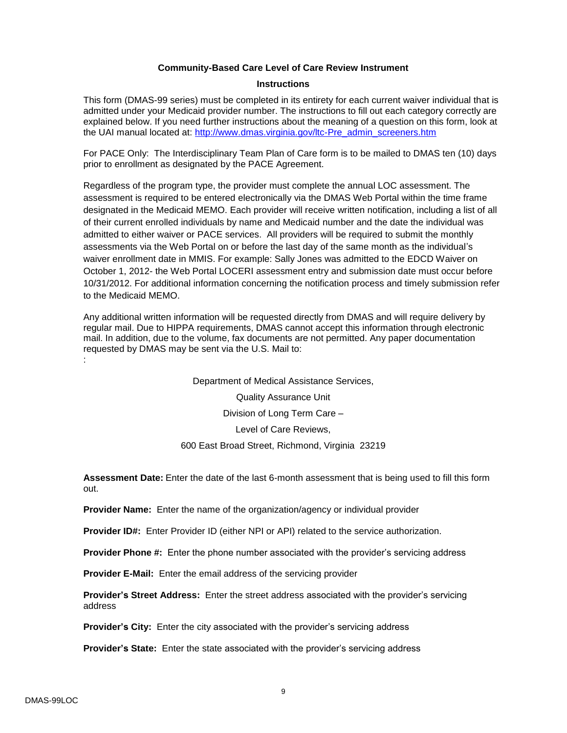**Community-Based Care Level of Care Review Instrument**

**Instructions**

This form (DMAS-99 series) must be completed in its entirety for each current waiver individual that is admitted under your Medicaid provider number. The instructions to fill out each category correctly are explained below. If you need further instructions about the meaning of a question on this form, look at the UAI manual located at: [http://www.dmas.virginia.gov/ltc-Pre_admin_screeners.htm](http://www.dmas.virginia.gov/ltc-Pre_admin_screeners.htm)

For PACE Only: The Interdisciplinary Team Plan of Care form is to be mailed to DMAS ten (10) days prior to enrollment as designated by the PACE Agreement.

Regardless of the program type, the provider must complete the annual LOC assessment. The assessment is required to be entered electronically via the DMAS Web Portal within the time frame designated in the Medicaid MEMO. Each provider will receive written notification, including a list of all of their current enrolled individuals by name and Medicaid number and the date the individual was admitted to either waiver or PACE services. All providers will be required to submit the monthly assessments via the Web Portal on or before the last day of the same month as the individual's waiver enrollment date in MMIS. For example: Sally Jones was admitted to the EDCD Waiver on October 1, 2012- the Web Portal LOCERI assessment entry and submission date must occur before 10/31/2012. For additional information concerning the notification process and timely submission refer to the Medicaid MEMO.

Any additional written information will be requested directly from DMAS and will require delivery by regular mail. Due to HIPPA requirements, DMAS cannot accept this information through electronic mail. In addition, due to the volume, fax documents are not permitted. Any paper documentation requested by DMAS may be sent via the U.S. Mail to:
:

Department of Medical Assistance Services,

Quality Assurance Unit

Division of Long Term Care –

Level of Care Reviews,

600 East Broad Street, Richmond, Virginia 23219

**Assessment Date:** Enter the date of the last 6-month assessment that is being used to fill this form out.

**Provider Name:** Enter the name of the organization/agency or individual provider

**Provider ID#:** Enter Provider ID (either NPI or API) related to the service authorization.

**Provider Phone #:** Enter the phone number associated with the provider's servicing address

**Provider E-Mail:** Enter the email address of the servicing provider

**Provider's Street Address:** Enter the street address associated with the provider's servicing address

**Provider's City:** Enter the city associated with the provider's servicing address

**Provider's State:** Enter the state associated with the provider's servicing address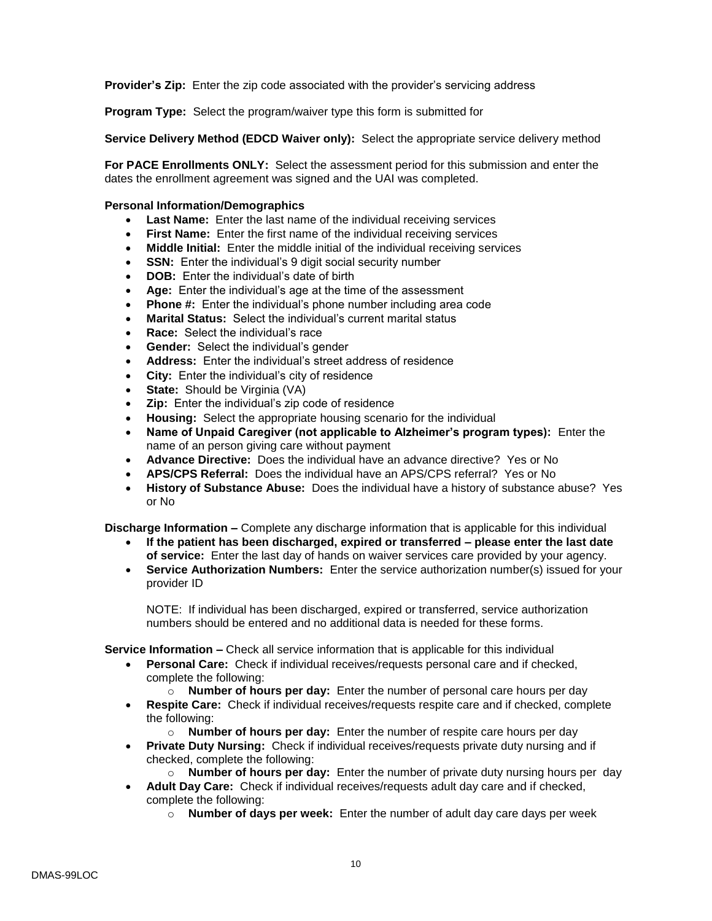**Provider's Zip:** Enter the zip code associated with the provider's servicing address

**Program Type:** Select the program/waiver type this form is submitted for

**Service Delivery Method (EDCD Waiver only):** Select the appropriate service delivery method

**For PACE Enrollments ONLY:** Select the assessment period for this submission and enter the dates the enrollment agreement was signed and the UAI was completed.

**Personal Information/Demographics**

- **Last Name:** Enter the last name of the individual receiving services
- **First Name:** Enter the first name of the individual receiving services
- **Middle Initial:** Enter the middle initial of the individual receiving services
- **SSN:** Enter the individual's 9 digit social security number
- **DOB:** Enter the individual's date of birth
- **Age:** Enter the individual's age at the time of the assessment
- **Phone #:** Enter the individual's phone number including area code
- **Marital Status:** Select the individual's current marital status
- **Race:** Select the individual's race
- **Gender:** Select the individual's gender
- **Address:** Enter the individual's street address of residence
- **City:** Enter the individual's city of residence
- **State:** Should be Virginia (VA)
- **Zip:** Enter the individual's zip code of residence
- **Housing:** Select the appropriate housing scenario for the individual
- **Name of Unpaid Caregiver (not applicable to Alzheimer's program types):** Enter the name of an person giving care without payment
- **Advance Directive:** Does the individual have an advance directive? Yes or No
- **APS/CPS Referral:** Does the individual have an APS/CPS referral? Yes or No
- **History of Substance Abuse:** Does the individual have a history of substance abuse? Yes or No

**Discharge Information –** Complete any discharge information that is applicable for this individual

- **If the patient has been discharged, expired or transferred – please enter the last date of service:** Enter the last day of hands on waiver services care provided by your agency.
- **Service Authorization Numbers:** Enter the service authorization number(s) issued for your provider ID

  NOTE: If individual has been discharged, expired or transferred, service authorization numbers should be entered and no additional data is needed for these forms.

**Service Information –** Check all service information that is applicable for this individual

- **Personal Care:** Check if individual receives/requests personal care and if checked, complete the following:
  - **Number of hours per day:** Enter the number of personal care hours per day
- **Respite Care:** Check if individual receives/requests respite care and if checked, complete the following:
  - **Number of hours per day:** Enter the number of respite care hours per day
- **Private Duty Nursing:** Check if individual receives/requests private duty nursing and if checked, complete the following:
  - **Number of hours per day:** Enter the number of private duty nursing hours per day
- **Adult Day Care:** Check if individual receives/requests adult day care and if checked, complete the following:
  - **Number of days per week:** Enter the number of adult day care days per week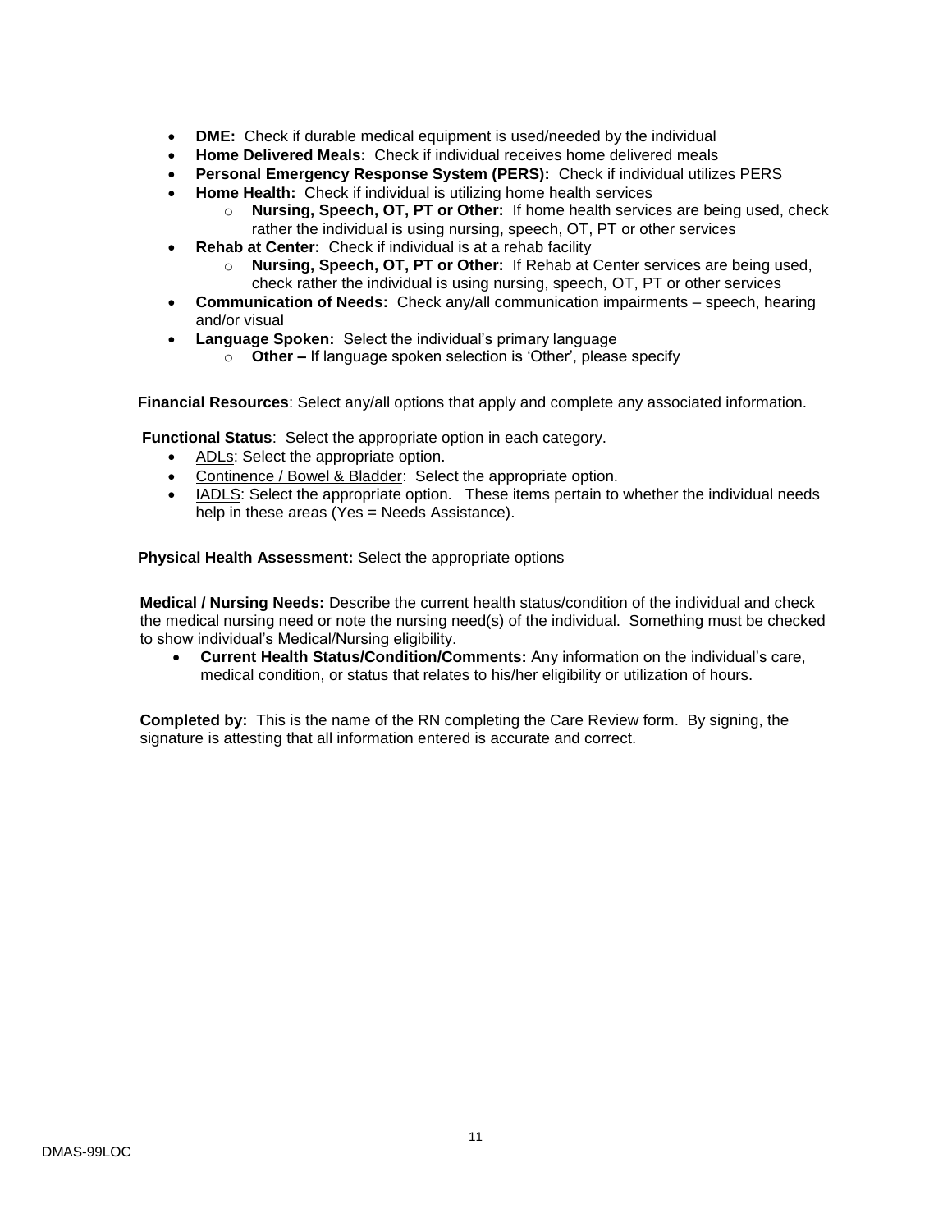- **DME:** Check if durable medical equipment is used/needed by the individual
- **Home Delivered Meals:** Check if individual receives home delivered meals
- **Personal Emergency Response System (PERS):** Check if individual utilizes PERS
- **Home Health:** Check if individual is utilizing home health services
    - **Nursing, Speech, OT, PT or Other:** If home health services are being used, check rather the individual is using nursing, speech, OT, PT or other services
- **Rehab at Center:** Check if individual is at a rehab facility
    - **Nursing, Speech, OT, PT or Other:** If Rehab at Center services are being used, check rather the individual is using nursing, speech, OT, PT or other services
- **Communication of Needs:** Check any/all communication impairments – speech, hearing and/or visual
- **Language Spoken:** Select the individual's primary language
    - **Other –** If language spoken selection is 'Other', please specify

**Financial Resources**: Select any/all options that apply and complete any associated information.

**Functional Status**: Select the appropriate option in each category.

- ADLs: Select the appropriate option.
- Continence / Bowel & Bladder: Select the appropriate option.
- IADLS: Select the appropriate option. These items pertain to whether the individual needs help in these areas (Yes = Needs Assistance).

**Physical Health Assessment:** Select the appropriate options

**Medical / Nursing Needs:** Describe the current health status/condition of the individual and check the medical nursing need or note the nursing need(s) of the individual. Something must be checked to show individual's Medical/Nursing eligibility.

- **Current Health Status/Condition/Comments:** Any information on the individual's care, medical condition, or status that relates to his/her eligibility or utilization of hours.

**Completed by:** This is the name of the RN completing the Care Review form. By signing, the signature is attesting that all information entered is accurate and correct.